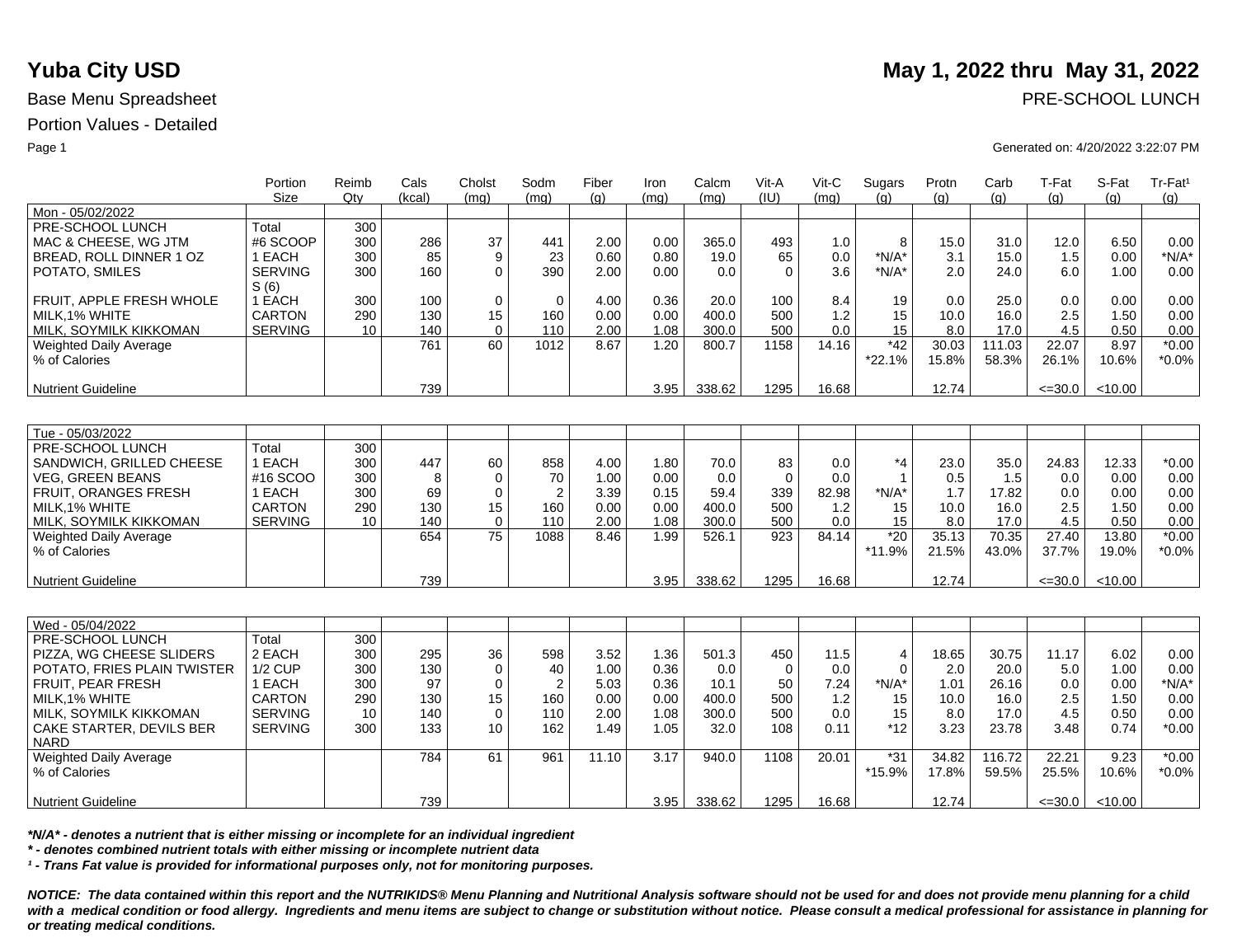# Yuba City USD

**May 1, 2022 thru May 31, 2022**

Base Menu Spreadsheet

PRE-SCHOOL LUNCH

Portion Values - Detailed

Generated on: 4/20/2022 3:22:07 PM

| | Portion Size | Reimb Qty | Cals (kcal) | Cholst (mg) | Sodm (mg) | Fiber (g) | Iron (mg) | Calcm (mg) | Vit-A (IU) | Vit-C (mg) | Sugars (g) | Protn (g) | Carb (g) | T-Fat (g) | S-Fat (g) | Tr-Fat¹ (g) |
|---|---|---|---|---|---|---|---|---|---|---|---|---|---|---|---|---|
| Mon - 05/02/2022 | | | | | | | | | | | | | | | | |
| PRE-SCHOOL LUNCH | Total | 300 | | | | | | | | | | | | | | |
| MAC & CHEESE, WG JTM | #6 SCOOP | 300 | 286 | 37 | 441 | 2.00 | 0.00 | 365.0 | 493 | 1.0 | 8 | 15.0 | 31.0 | 12.0 | 6.50 | 0.00 |
| BREAD, ROLL DINNER 1 OZ | 1 EACH | 300 | 85 | 9 | 23 | 0.60 | 0.80 | 19.0 | 65 | 0.0 | *N/A* | 3.1 | 15.0 | 1.5 | 0.00 | *N/A* |
| POTATO, SMILES | SERVING S (6) | 300 | 160 | 0 | 390 | 2.00 | 0.00 | 0.0 | 0 | 3.6 | *N/A* | 2.0 | 24.0 | 6.0 | 1.00 | 0.00 |
| FRUIT, APPLE FRESH WHOLE | 1 EACH | 300 | 100 | 0 | 0 | 4.00 | 0.36 | 20.0 | 100 | 8.4 | 19 | 0.0 | 25.0 | 0.0 | 0.00 | 0.00 |
| MILK,1% WHITE | CARTON | 290 | 130 | 15 | 160 | 0.00 | 0.00 | 400.0 | 500 | 1.2 | 15 | 10.0 | 16.0 | 2.5 | 1.50 | 0.00 |
| MILK, SOYMILK KIKKOMAN | SERVING | 10 | 140 | 0 | 110 | 2.00 | 1.08 | 300.0 | 500 | 0.0 | 15 | 8.0 | 17.0 | 4.5 | 0.50 | 0.00 |
| Weighted Daily Average | | | 761 | 60 | 1012 | 8.67 | 1.20 | 800.7 | 1158 | 14.16 | *42 | 30.03 | 111.03 | 22.07 | 8.97 | *0.00 |
| % of Calories | | | | | | | | | | | *22.1% | 15.8% | 58.3% | 26.1% | 10.6% | *0.0% |
| Nutrient Guideline | | | 739 | | | | 3.95 | 338.62 | 1295 | 16.68 | | 12.74 | | <=30.0 | <10.00 | |
| Tue - 05/03/2022 | | | | | | | | | | | | | | | | |
| PRE-SCHOOL LUNCH | Total | 300 | | | | | | | | | | | | | | |
| SANDWICH, GRILLED CHEESE | 1 EACH | 300 | 447 | 60 | 858 | 4.00 | 1.80 | 70.0 | 83 | 0.0 | *4 | 23.0 | 35.0 | 24.83 | 12.33 | *0.00 |
| VEG, GREEN BEANS | #16 SCOO | 300 | 8 | 0 | 70 | 1.00 | 0.00 | 0.0 | 0 | 0.0 | 1 | 0.5 | 1.5 | 0.0 | 0.00 | 0.00 |
| FRUIT, ORANGES FRESH | 1 EACH | 300 | 69 | 0 | 2 | 3.39 | 0.15 | 59.4 | 339 | 82.98 | *N/A* | 1.7 | 17.82 | 0.0 | 0.00 | 0.00 |
| MILK,1% WHITE | CARTON | 290 | 130 | 15 | 160 | 0.00 | 0.00 | 400.0 | 500 | 1.2 | 15 | 10.0 | 16.0 | 2.5 | 1.50 | 0.00 |
| MILK, SOYMILK KIKKOMAN | SERVING | 10 | 140 | 0 | 110 | 2.00 | 1.08 | 300.0 | 500 | 0.0 | 15 | 8.0 | 17.0 | 4.5 | 0.50 | 0.00 |
| Weighted Daily Average | | | 654 | 75 | 1088 | 8.46 | 1.99 | 526.1 | 923 | 84.14 | *20 | 35.13 | 70.35 | 27.40 | 13.80 | *0.00 |
| % of Calories | | | | | | | | | | | *11.9% | 21.5% | 43.0% | 37.7% | 19.0% | *0.0% |
| Nutrient Guideline | | | 739 | | | | 3.95 | 338.62 | 1295 | 16.68 | | 12.74 | | <=30.0 | <10.00 | |
| Wed - 05/04/2022 | | | | | | | | | | | | | | | | |
| PRE-SCHOOL LUNCH | Total | 300 | | | | | | | | | | | | | | |
| PIZZA, WG CHEESE SLIDERS | 2 EACH | 300 | 295 | 36 | 598 | 3.52 | 1.36 | 501.3 | 450 | 11.5 | 4 | 18.65 | 30.75 | 11.17 | 6.02 | 0.00 |
| POTATO, FRIES PLAIN TWISTER | 1/2 CUP | 300 | 130 | 0 | 40 | 1.00 | 0.36 | 0.0 | 0 | 0.0 | 0 | 2.0 | 20.0 | 5.0 | 1.00 | 0.00 |
| FRUIT, PEAR FRESH | 1 EACH | 300 | 97 | 0 | 2 | 5.03 | 0.36 | 10.1 | 50 | 7.24 | *N/A* | 1.01 | 26.16 | 0.0 | 0.00 | *N/A* |
| MILK,1% WHITE | CARTON | 290 | 130 | 15 | 160 | 0.00 | 0.00 | 400.0 | 500 | 1.2 | 15 | 10.0 | 16.0 | 2.5 | 1.50 | 0.00 |
| MILK, SOYMILK KIKKOMAN | SERVING | 10 | 140 | 0 | 110 | 2.00 | 1.08 | 300.0 | 500 | 0.0 | 15 | 8.0 | 17.0 | 4.5 | 0.50 | 0.00 |
| CAKE STARTER, DEVILS BER NARD | SERVING | 300 | 133 | 10 | 162 | 1.49 | 1.05 | 32.0 | 108 | 0.11 | *12 | 3.23 | 23.78 | 3.48 | 0.74 | *0.00 |
| Weighted Daily Average | | | 784 | 61 | 961 | 11.10 | 3.17 | 940.0 | 1108 | 20.01 | *31 | 34.82 | 116.72 | 22.21 | 9.23 | *0.00 |
| % of Calories | | | | | | | | | | | *15.9% | 17.8% | 59.5% | 25.5% | 10.6% | *0.0% |
| Nutrient Guideline | | | 739 | | | | 3.95 | 338.62 | 1295 | 16.68 | | 12.74 | | <=30.0 | <10.00 | |

***N/A* - denotes a nutrient that is either missing or incomplete for an individual ingredient***

*** - denotes combined nutrient totals with either missing or incomplete nutrient data***

***¹ - Trans Fat value is provided for informational purposes only, not for monitoring purposes.***

***NOTICE: The data contained within this report and the NUTRIKIDS® Menu Planning and Nutritional Analysis software should not be used for and does not provide menu planning for a child with a medical condition or food allergy. Ingredients and menu items are subject to change or substitution without notice. Please consult a medical professional for assistance in planning for or treating medical conditions.***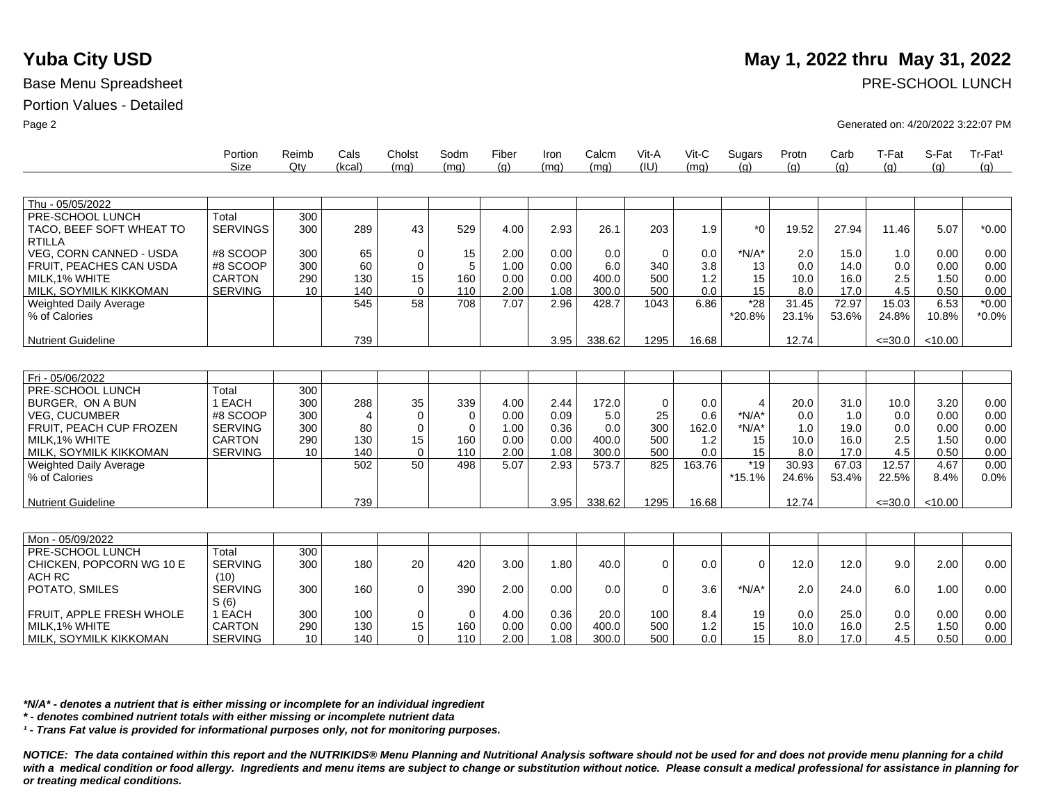# Yuba City USD

**May 1, 2022 thru May 31, 2022**

Base Menu Spreadsheet

PRE-SCHOOL LUNCH

Portion Values - Detailed

Generated on: 4/20/2022 3:22:07 PM

| | Portion Size | Reimb Qty | Cals (kcal) | Cholst (mg) | Sodm (mg) | Fiber (g) | Iron (mg) | Calcm (mg) | Vit-A (IU) | Vit-C (mg) | Sugars (g) | Protn (g) | Carb (g) | T-Fat (g) | S-Fat (g) | Tr-Fat¹ (g) |
|---|---|---|---|---|---|---|---|---|---|---|---|---|---|---|---|---|
| Thu - 05/05/2022 | | | | | | | | | | | | | | | | |
| PRE-SCHOOL LUNCH | Total | 300 | | | | | | | | | | | | | | |
| TACO, BEEF SOFT WHEAT TO RTILLA | SERVINGS | 300 | 289 | 43 | 529 | 4.00 | 2.93 | 26.1 | 203 | 1.9 | *0 | 19.52 | 27.94 | 11.46 | 5.07 | *0.00 |
| VEG, CORN CANNED - USDA | #8 SCOOP | 300 | 65 | 0 | 15 | 2.00 | 0.00 | 0.0 | 0 | 0.0 | *N/A* | 2.0 | 15.0 | 1.0 | 0.00 | 0.00 |
| FRUIT, PEACHES CAN USDA | #8 SCOOP | 300 | 60 | 0 | 5 | 1.00 | 0.00 | 6.0 | 340 | 3.8 | 13 | 0.0 | 14.0 | 0.0 | 0.00 | 0.00 |
| MILK,1% WHITE | CARTON | 290 | 130 | 15 | 160 | 0.00 | 0.00 | 400.0 | 500 | 1.2 | 15 | 10.0 | 16.0 | 2.5 | 1.50 | 0.00 |
| MILK, SOYMILK KIKKOMAN | SERVING | 10 | 140 | 0 | 110 | 2.00 | 1.08 | 300.0 | 500 | 0.0 | 15 | 8.0 | 17.0 | 4.5 | 0.50 | 0.00 |
| Weighted Daily Average | | | 545 | 58 | 708 | 7.07 | 2.96 | 428.7 | 1043 | 6.86 | *28 | 31.45 | 72.97 | 15.03 | 6.53 | *0.00 |
| % of Calories | | | | | | | | | | | *20.8% | 23.1% | 53.6% | 24.8% | 10.8% | *0.0% |
| Nutrient Guideline | | | 739 | | | | 3.95 | 338.62 | 1295 | 16.68 | | 12.74 | | <=30.0 | <10.00 | |
| Fri - 05/06/2022 | | | | | | | | | | | | | | | | |
| PRE-SCHOOL LUNCH | Total | 300 | | | | | | | | | | | | | | |
| BURGER, ON A BUN | 1 EACH | 300 | 288 | 35 | 339 | 4.00 | 2.44 | 172.0 | 0 | 0.0 | 4 | 20.0 | 31.0 | 10.0 | 3.20 | 0.00 |
| VEG, CUCUMBER | #8 SCOOP | 300 | 4 | 0 | 0 | 0.00 | 0.09 | 5.0 | 25 | 0.6 | *N/A* | 0.0 | 1.0 | 0.0 | 0.00 | 0.00 |
| FRUIT, PEACH CUP FROZEN | SERVING | 300 | 80 | 0 | 0 | 1.00 | 0.36 | 0.0 | 300 | 162.0 | *N/A* | 1.0 | 19.0 | 0.0 | 0.00 | 0.00 |
| MILK,1% WHITE | CARTON | 290 | 130 | 15 | 160 | 0.00 | 0.00 | 400.0 | 500 | 1.2 | 15 | 10.0 | 16.0 | 2.5 | 1.50 | 0.00 |
| MILK, SOYMILK KIKKOMAN | SERVING | 10 | 140 | 0 | 110 | 2.00 | 1.08 | 300.0 | 500 | 0.0 | 15 | 8.0 | 17.0 | 4.5 | 0.50 | 0.00 |
| Weighted Daily Average | | | 502 | 50 | 498 | 5.07 | 2.93 | 573.7 | 825 | 163.76 | *19 | 30.93 | 67.03 | 12.57 | 4.67 | 0.00 |
| % of Calories | | | | | | | | | | | *15.1% | 24.6% | 53.4% | 22.5% | 8.4% | 0.0% |
| Nutrient Guideline | | | 739 | | | | 3.95 | 338.62 | 1295 | 16.68 | | 12.74 | | <=30.0 | <10.00 | |
| Mon - 05/09/2022 | | | | | | | | | | | | | | | | |
| PRE-SCHOOL LUNCH | Total | 300 | | | | | | | | | | | | | | |
| CHICKEN, POPCORN WG 10 E ACH RC | SERVING (10) | 300 | 180 | 20 | 420 | 3.00 | 1.80 | 40.0 | 0 | 0.0 | 0 | 12.0 | 12.0 | 9.0 | 2.00 | 0.00 |
| POTATO, SMILES | SERVINGS (6) | 300 | 160 | 0 | 390 | 2.00 | 0.00 | 0.0 | 0 | 3.6 | *N/A* | 2.0 | 24.0 | 6.0 | 1.00 | 0.00 |
| FRUIT, APPLE FRESH WHOLE | 1 EACH | 300 | 100 | 0 | 0 | 4.00 | 0.36 | 20.0 | 100 | 8.4 | 19 | 0.0 | 25.0 | 0.0 | 0.00 | 0.00 |
| MILK,1% WHITE | CARTON | 290 | 130 | 15 | 160 | 0.00 | 0.00 | 400.0 | 500 | 1.2 | 15 | 10.0 | 16.0 | 2.5 | 1.50 | 0.00 |
| MILK, SOYMILK KIKKOMAN | SERVING | 10 | 140 | 0 | 110 | 2.00 | 1.08 | 300.0 | 500 | 0.0 | 15 | 8.0 | 17.0 | 4.5 | 0.50 | 0.00 |

***N/A* - denotes a nutrient that is either missing or incomplete for an individual ingredient***

*** - denotes combined nutrient totals with either missing or incomplete nutrient data***

***¹ - Trans Fat value is provided for informational purposes only, not for monitoring purposes.***

***NOTICE: The data contained within this report and the NUTRIKIDS® Menu Planning and Nutritional Analysis software should not be used for and does not provide menu planning for a child with a medical condition or food allergy. Ingredients and menu items are subject to change or substitution without notice. Please consult a medical professional for assistance in planning for or treating medical conditions.***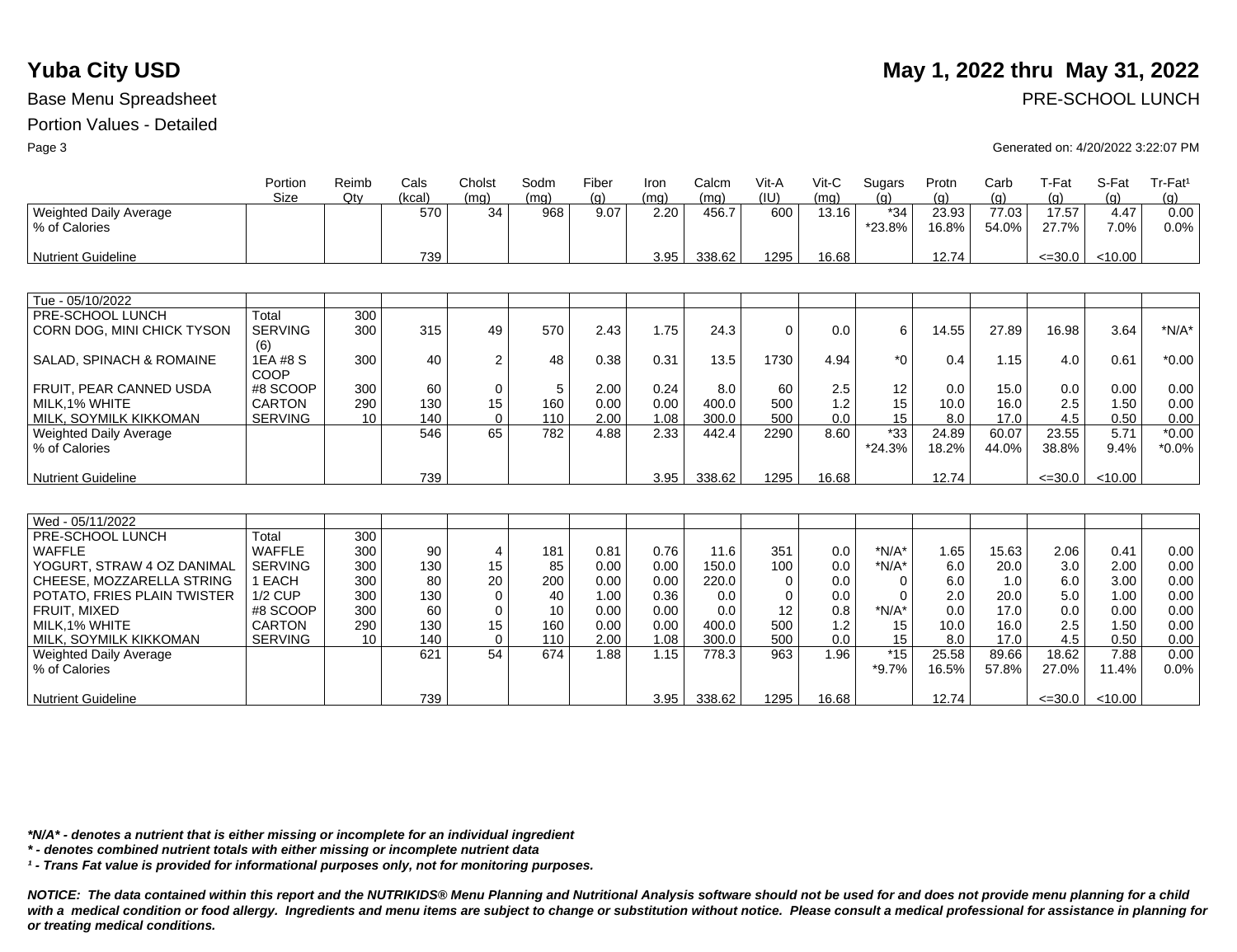# Yuba City USD

**May 1, 2022 thru May 31, 2022**

Base Menu Spreadsheet

PRE-SCHOOL LUNCH

Portion Values - Detailed

Generated on: 4/20/2022 3:22:07 PM

| | Portion Size | Reimb Qty | Cals (kcal) | Cholst (mg) | Sodm (mg) | Fiber (g) | Iron (mg) | Calcm (mg) | Vit-A (IU) | Vit-C (mg) | Sugars (g) | Protn (g) | Carb (g) | T-Fat (g) | S-Fat (g) | Tr-Fat[1] (g) |
|---|---|---|---|---|---|---|---|---|---|---|---|---|---|---|---|---|
| Weighted Daily Average | | | 570 | 34 | 968 | 9.07 | 2.20 | 456.7 | 600 | 13.16 | *34 | 23.93 | 77.03 | 17.57 | 4.47 | 0.00 |
| % of Calories | | | | | | | | | | | *23.8% | 16.8% | 54.0% | 27.7% | 7.0% | 0.0% |
| Nutrient Guideline | | | 739 | | | | 3.95 | 338.62 | 1295 | 16.68 | | 12.74 | | <=30.0 | <10.00 | |

| Tue - 05/10/2022 | Portion Size | Reimb Qty | Cals (kcal) | Cholst (mg) | Sodm (mg) | Fiber (g) | Iron (mg) | Calcm (mg) | Vit-A (IU) | Vit-C (mg) | Sugars (g) | Protn (g) | Carb (g) | T-Fat (g) | S-Fat (g) | Tr-Fat[1] (g) |
|---|---|---|---|---|---|---|---|---|---|---|---|---|---|---|---|---|
| PRE-SCHOOL LUNCH | Total | 300 | | | | | | | | | | | | | | |
| CORN DOG, MINI CHICK TYSON | SERVING (6) | 300 | 315 | 49 | 570 | 2.43 | 1.75 | 24.3 | 0 | 0.0 | 6 | 14.55 | 27.89 | 16.98 | 3.64 | *N/A* |
| SALAD, SPINACH & ROMAINE | 1EA #8 SCOOP | 300 | 40 | 2 | 48 | 0.38 | 0.31 | 13.5 | 1730 | 4.94 | *0 | 0.4 | 1.15 | 4.0 | 0.61 | *0.00 |
| FRUIT, PEAR CANNED USDA | #8 SCOOP | 300 | 60 | 0 | 5 | 2.00 | 0.24 | 8.0 | 60 | 2.5 | 12 | 0.0 | 15.0 | 0.0 | 0.00 | 0.00 |
| MILK,1% WHITE | CARTON | 290 | 130 | 15 | 160 | 0.00 | 0.00 | 400.0 | 500 | 1.2 | 15 | 10.0 | 16.0 | 2.5 | 1.50 | 0.00 |
| MILK, SOYMILK KIKKOMAN | SERVING | 10 | 140 | 0 | 110 | 2.00 | 1.08 | 300.0 | 500 | 0.0 | 15 | 8.0 | 17.0 | 4.5 | 0.50 | 0.00 |
| Weighted Daily Average | | | 546 | 65 | 782 | 4.88 | 2.33 | 442.4 | 2290 | 8.60 | *33 | 24.89 | 60.07 | 23.55 | 5.71 | *0.00 |
| % of Calories | | | | | | | | | | | *24.3% | 18.2% | 44.0% | 38.8% | 9.4% | *0.0% |
| Nutrient Guideline | | | 739 | | | | 3.95 | 338.62 | 1295 | 16.68 | | 12.74 | | <=30.0 | <10.00 | |

| Wed - 05/11/2022 | Portion Size | Reimb Qty | Cals (kcal) | Cholst (mg) | Sodm (mg) | Fiber (g) | Iron (mg) | Calcm (mg) | Vit-A (IU) | Vit-C (mg) | Sugars (g) | Protn (g) | Carb (g) | T-Fat (g) | S-Fat (g) | Tr-Fat[1] (g) |
|---|---|---|---|---|---|---|---|---|---|---|---|---|---|---|---|---|
| PRE-SCHOOL LUNCH | Total | 300 | | | | | | | | | | | | | | |
| WAFFLE | WAFFLE | 300 | 90 | 4 | 181 | 0.81 | 0.76 | 11.6 | 351 | 0.0 | *N/A* | 1.65 | 15.63 | 2.06 | 0.41 | 0.00 |
| YOGURT, STRAW 4 OZ DANIMAL | SERVING | 300 | 130 | 15 | 85 | 0.00 | 0.00 | 150.0 | 100 | 0.0 | *N/A* | 6.0 | 20.0 | 3.0 | 2.00 | 0.00 |
| CHEESE, MOZZARELLA STRING | 1 EACH | 300 | 80 | 20 | 200 | 0.00 | 0.00 | 220.0 | 0 | 0.0 | 0 | 6.0 | 1.0 | 6.0 | 3.00 | 0.00 |
| POTATO, FRIES PLAIN TWISTER | 1/2 CUP | 300 | 130 | 0 | 40 | 1.00 | 0.36 | 0.0 | 0 | 0.0 | 0 | 2.0 | 20.0 | 5.0 | 1.00 | 0.00 |
| FRUIT, MIXED | #8 SCOOP | 300 | 60 | 0 | 10 | 0.00 | 0.00 | 0.0 | 12 | 0.8 | *N/A* | 0.0 | 17.0 | 0.0 | 0.00 | 0.00 |
| MILK,1% WHITE | CARTON | 290 | 130 | 15 | 160 | 0.00 | 0.00 | 400.0 | 500 | 1.2 | 15 | 10.0 | 16.0 | 2.5 | 1.50 | 0.00 |
| MILK, SOYMILK KIKKOMAN | SERVING | 10 | 140 | 0 | 110 | 2.00 | 1.08 | 300.0 | 500 | 0.0 | 15 | 8.0 | 17.0 | 4.5 | 0.50 | 0.00 |
| Weighted Daily Average | | | 621 | 54 | 674 | 1.88 | 1.15 | 778.3 | 963 | 1.96 | *15 | 25.58 | 89.66 | 18.62 | 7.88 | 0.00 |
| % of Calories | | | | | | | | | | | *9.7% | 16.5% | 57.8% | 27.0% | 11.4% | 0.0% |
| Nutrient Guideline | | | 739 | | | | 3.95 | 338.62 | 1295 | 16.68 | | 12.74 | | <=30.0 | <10.00 | |

***N/A* - denotes a nutrient that is either missing or incomplete for an individual ingredient***

***\* - denotes combined nutrient totals with either missing or incomplete nutrient data***

***[1] - Trans Fat value is provided for informational purposes only, not for monitoring purposes.***

***NOTICE: The data contained within this report and the NUTRIKIDS® Menu Planning and Nutritional Analysis software should not be used for and does not provide menu planning for a child with a medical condition or food allergy. Ingredients and menu items are subject to change or substitution without notice. Please consult a medical professional for assistance in planning for or treating medical conditions.***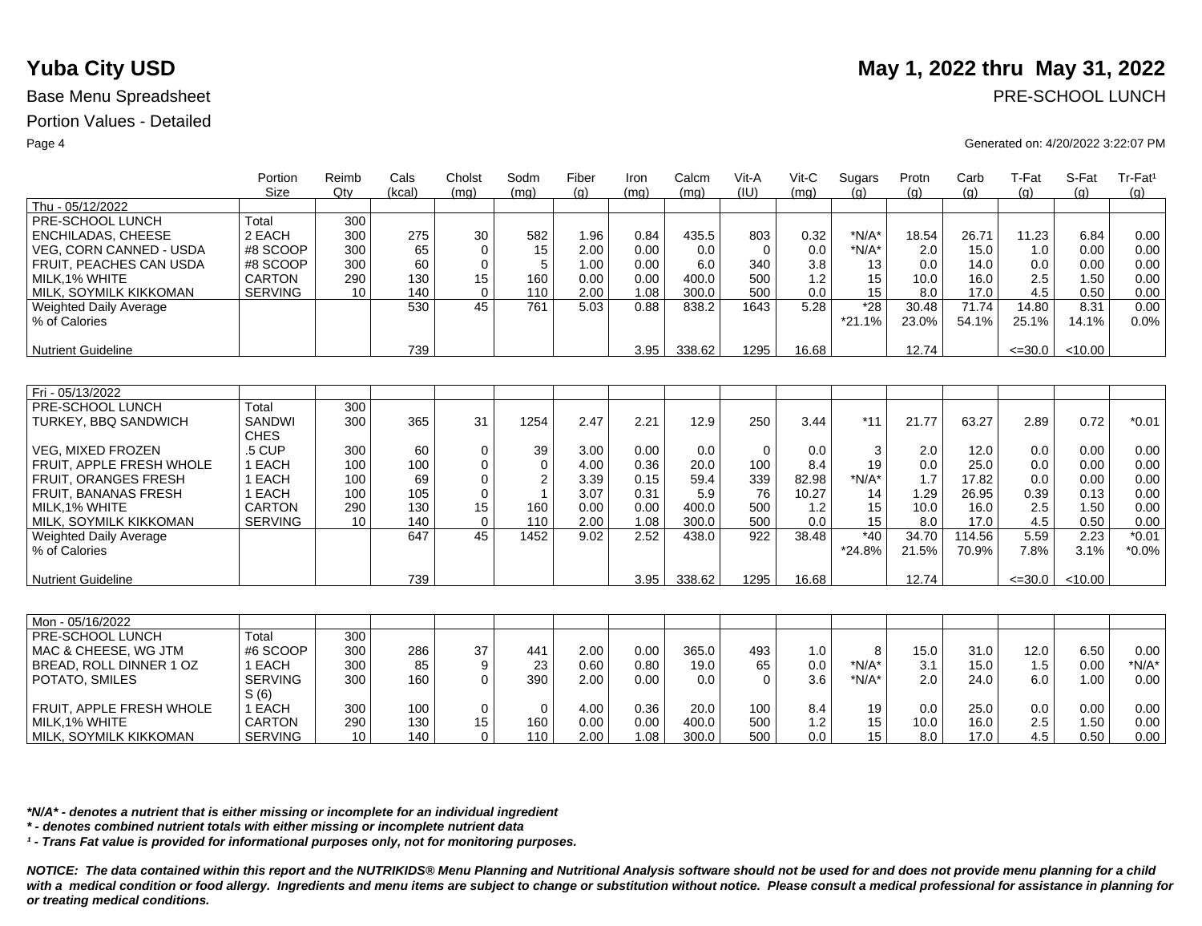# Yuba City USD

**May 1, 2022 thru May 31, 2022**

Base Menu Spreadsheet

PRE-SCHOOL LUNCH

Portion Values - Detailed

Generated on: 4/20/2022 3:22:07 PM

| | Portion Size | Reimb Qty | Cals (kcal) | Cholst (mg) | Sodm (mg) | Fiber (g) | Iron (mg) | Calcm (mg) | Vit-A (IU) | Vit-C (mg) | Sugars (g) | Protn (g) | Carb (g) | T-Fat (g) | S-Fat (g) | Tr-Fat¹ (g) |
|---|---|---|---|---|---|---|---|---|---|---|---|---|---|---|---|---|
| Thu - 05/12/2022 | | | | | | | | | | | | | | | | |
| PRE-SCHOOL LUNCH | Total | 300 | | | | | | | | | | | | | | |
| ENCHILADAS, CHEESE | 2 EACH | 300 | 275 | 30 | 582 | 1.96 | 0.84 | 435.5 | 803 | 0.32 | *N/A* | 18.54 | 26.71 | 11.23 | 6.84 | 0.00 |
| VEG, CORN CANNED - USDA | #8 SCOOP | 300 | 65 | 0 | 15 | 2.00 | 0.00 | 0.0 | 0 | 0.0 | *N/A* | 2.0 | 15.0 | 1.0 | 0.00 | 0.00 |
| FRUIT, PEACHES CAN USDA | #8 SCOOP | 300 | 60 | 0 | 5 | 1.00 | 0.00 | 6.0 | 340 | 3.8 | 13 | 0.0 | 14.0 | 0.0 | 0.00 | 0.00 |
| MILK,1% WHITE | CARTON | 290 | 130 | 15 | 160 | 0.00 | 0.00 | 400.0 | 500 | 1.2 | 15 | 10.0 | 16.0 | 2.5 | 1.50 | 0.00 |
| MILK, SOYMILK KIKKOMAN | SERVING | 10 | 140 | 0 | 110 | 2.00 | 1.08 | 300.0 | 500 | 0.0 | 15 | 8.0 | 17.0 | 4.5 | 0.50 | 0.00 |
| Weighted Daily Average | | | 530 | 45 | 761 | 5.03 | 0.88 | 838.2 | 1643 | 5.28 | *28 | 30.48 | 71.74 | 14.80 | 8.31 | 0.00 |
| % of Calories | | | | | | | | | | | *21.1% | 23.0% | 54.1% | 25.1% | 14.1% | 0.0% |
| Nutrient Guideline | | | 739 | | | | 3.95 | 338.62 | 1295 | 16.68 | | 12.74 | | <=30.0 | <10.00 | |
| Fri - 05/13/2022 | | | | | | | | | | | | | | | | |
| PRE-SCHOOL LUNCH | Total | 300 | | | | | | | | | | | | | | |
| TURKEY, BBQ SANDWICH | SANDWICHES | 300 | 365 | 31 | 1254 | 2.47 | 2.21 | 12.9 | 250 | 3.44 | *11 | 21.77 | 63.27 | 2.89 | 0.72 | *0.01 |
| VEG, MIXED FROZEN | .5 CUP | 300 | 60 | 0 | 39 | 3.00 | 0.00 | 0.0 | 0 | 0.0 | 3 | 2.0 | 12.0 | 0.0 | 0.00 | 0.00 |
| FRUIT, APPLE FRESH WHOLE | 1 EACH | 100 | 100 | 0 | 0 | 4.00 | 0.36 | 20.0 | 100 | 8.4 | 19 | 0.0 | 25.0 | 0.0 | 0.00 | 0.00 |
| FRUIT, ORANGES FRESH | 1 EACH | 100 | 69 | 0 | 2 | 3.39 | 0.15 | 59.4 | 339 | 82.98 | *N/A* | 1.7 | 17.82 | 0.0 | 0.00 | 0.00 |
| FRUIT, BANANAS FRESH | 1 EACH | 100 | 105 | 0 | 1 | 3.07 | 0.31 | 5.9 | 76 | 10.27 | 14 | 1.29 | 26.95 | 0.39 | 0.13 | 0.00 |
| MILK,1% WHITE | CARTON | 290 | 130 | 15 | 160 | 0.00 | 0.00 | 400.0 | 500 | 1.2 | 15 | 10.0 | 16.0 | 2.5 | 1.50 | 0.00 |
| MILK, SOYMILK KIKKOMAN | SERVING | 10 | 140 | 0 | 110 | 2.00 | 1.08 | 300.0 | 500 | 0.0 | 15 | 8.0 | 17.0 | 4.5 | 0.50 | 0.00 |
| Weighted Daily Average | | | 647 | 45 | 1452 | 9.02 | 2.52 | 438.0 | 922 | 38.48 | *40 | 34.70 | 114.56 | 5.59 | 2.23 | *0.01 |
| % of Calories | | | | | | | | | | | *24.8% | 21.5% | 70.9% | 7.8% | 3.1% | *0.0% |
| Nutrient Guideline | | | 739 | | | | 3.95 | 338.62 | 1295 | 16.68 | | 12.74 | | <=30.0 | <10.00 | |
| Mon - 05/16/2022 | | | | | | | | | | | | | | | | |
| PRE-SCHOOL LUNCH | Total | 300 | | | | | | | | | | | | | | |
| MAC & CHEESE, WG JTM | #6 SCOOP | 300 | 286 | 37 | 441 | 2.00 | 0.00 | 365.0 | 493 | 1.0 | 8 | 15.0 | 31.0 | 12.0 | 6.50 | 0.00 |
| BREAD, ROLL DINNER 1 OZ | 1 EACH | 300 | 85 | 9 | 23 | 0.60 | 0.80 | 19.0 | 65 | 0.0 | *N/A* | 3.1 | 15.0 | 1.5 | 0.00 | *N/A* |
| POTATO, SMILES | SERVINGS (6) | 300 | 160 | 0 | 390 | 2.00 | 0.00 | 0.0 | 0 | 3.6 | *N/A* | 2.0 | 24.0 | 6.0 | 1.00 | 0.00 |
| FRUIT, APPLE FRESH WHOLE | 1 EACH | 300 | 100 | 0 | 0 | 4.00 | 0.36 | 20.0 | 100 | 8.4 | 19 | 0.0 | 25.0 | 0.0 | 0.00 | 0.00 |
| MILK,1% WHITE | CARTON | 290 | 130 | 15 | 160 | 0.00 | 0.00 | 400.0 | 500 | 1.2 | 15 | 10.0 | 16.0 | 2.5 | 1.50 | 0.00 |
| MILK, SOYMILK KIKKOMAN | SERVING | 10 | 140 | 0 | 110 | 2.00 | 1.08 | 300.0 | 500 | 0.0 | 15 | 8.0 | 17.0 | 4.5 | 0.50 | 0.00 |

***N/A* - denotes a nutrient that is either missing or incomplete for an individual ingredient***

***\* - denotes combined nutrient totals with either missing or incomplete nutrient data***

***¹ - Trans Fat value is provided for informational purposes only, not for monitoring purposes.***

***NOTICE: The data contained within this report and the NUTRIKIDS® Menu Planning and Nutritional Analysis software should not be used for and does not provide menu planning for a child with a medical condition or food allergy. Ingredients and menu items are subject to change or substitution without notice. Please consult a medical professional for assistance in planning for or treating medical conditions.***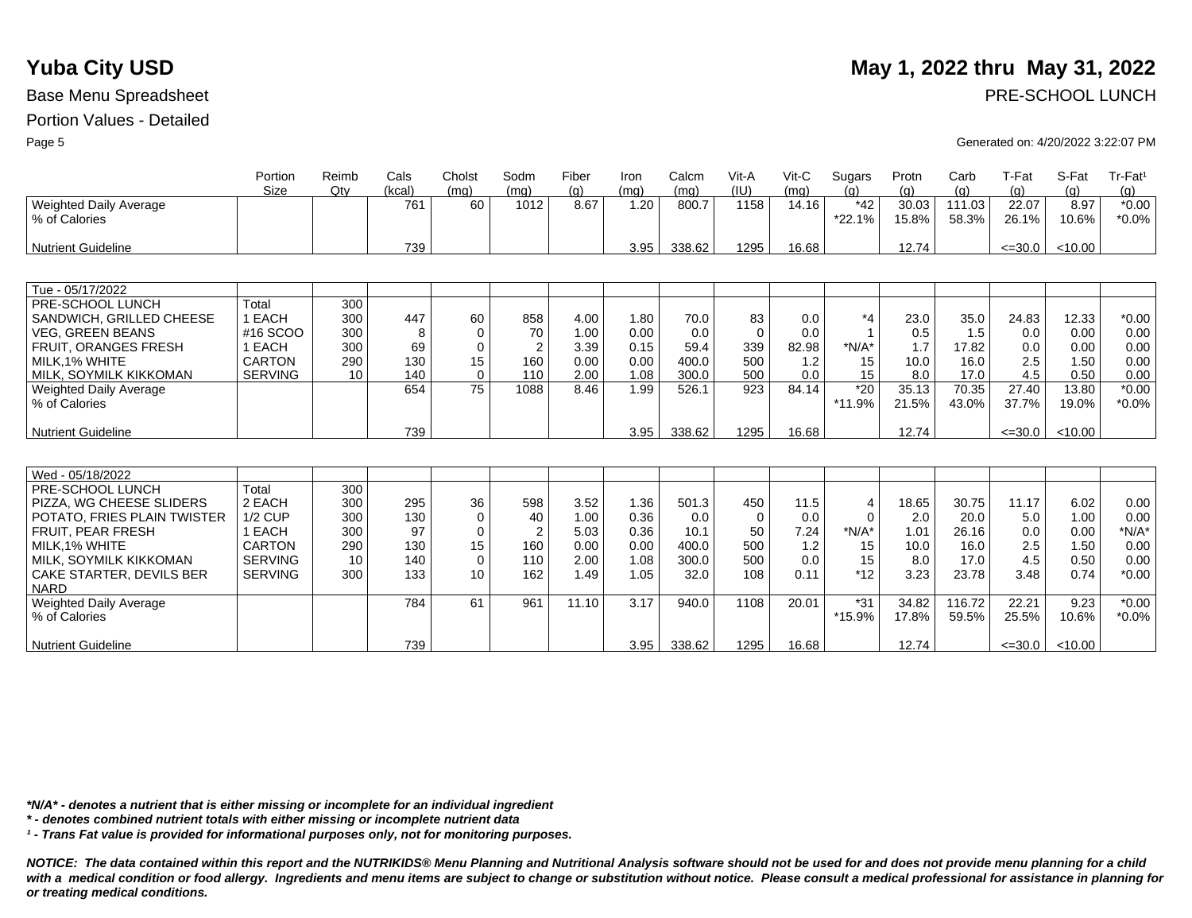# Yuba City USD

**May 1, 2022 thru May 31, 2022**

Base Menu Spreadsheet

PRE-SCHOOL LUNCH

Portion Values - Detailed

Generated on: 4/20/2022 3:22:07 PM

| | Portion Size | Reimb Qty | Cals (kcal) | Cholst (mg) | Sodm (mg) | Fiber (g) | Iron (mg) | Calcm (mg) | Vit-A (IU) | Vit-C (mg) | Sugars (g) | Protn (g) | Carb (g) | T-Fat (g) | S-Fat (g) | Tr-Fat¹ (g) |
|---|---|---|---|---|---|---|---|---|---|---|---|---|---|---|---|---|
| Weighted Daily Average | | | 761 | 60 | 1012 | 8.67 | 1.20 | 800.7 | 1158 | 14.16 | *42 | 30.03 | 111.03 | 22.07 | 8.97 | *0.00 |
| % of Calories | | | | | | | | | | | *22.1% | 15.8% | 58.3% | 26.1% | 10.6% | *0.0% |
| Nutrient Guideline | | | 739 | | | | 3.95 | 338.62 | 1295 | 16.68 | | 12.74 | | <=30.0 | <10.00 | |

| Tue - 05/17/2022 | Portion Size | Reimb Qty | Cals (kcal) | Cholst (mg) | Sodm (mg) | Fiber (g) | Iron (mg) | Calcm (mg) | Vit-A (IU) | Vit-C (mg) | Sugars (g) | Protn (g) | Carb (g) | T-Fat (g) | S-Fat (g) | Tr-Fat¹ (g) |
|---|---|---|---|---|---|---|---|---|---|---|---|---|---|---|---|---|
| PRE-SCHOOL LUNCH | Total | 300 | | | | | | | | | | | | | | |
| SANDWICH, GRILLED CHEESE | 1 EACH | 300 | 447 | 60 | 858 | 4.00 | 1.80 | 70.0 | 83 | 0.0 | *4 | 23.0 | 35.0 | 24.83 | 12.33 | *0.00 |
| VEG, GREEN BEANS | #16 SCOO | 300 | 8 | 0 | 70 | 1.00 | 0.00 | 0.0 | 0 | 0.0 | 1 | 0.5 | 1.5 | 0.0 | 0.00 | 0.00 |
| FRUIT, ORANGES FRESH | 1 EACH | 300 | 69 | 0 | 2 | 3.39 | 0.15 | 59.4 | 339 | 82.98 | *N/A* | 1.7 | 17.82 | 0.0 | 0.00 | 0.00 |
| MILK,1% WHITE | CARTON | 290 | 130 | 15 | 160 | 0.00 | 0.00 | 400.0 | 500 | 1.2 | 15 | 10.0 | 16.0 | 2.5 | 1.50 | 0.00 |
| MILK, SOYMILK KIKKOMAN | SERVING | 10 | 140 | 0 | 110 | 2.00 | 1.08 | 300.0 | 500 | 0.0 | 15 | 8.0 | 17.0 | 4.5 | 0.50 | 0.00 |
| Weighted Daily Average | | | 654 | 75 | 1088 | 8.46 | 1.99 | 526.1 | 923 | 84.14 | *20 | 35.13 | 70.35 | 27.40 | 13.80 | *0.00 |
| % of Calories | | | | | | | | | | | *11.9% | 21.5% | 43.0% | 37.7% | 19.0% | *0.0% |
| Nutrient Guideline | | | 739 | | | | 3.95 | 338.62 | 1295 | 16.68 | | 12.74 | | <=30.0 | <10.00 | |

| Wed - 05/18/2022 | Portion Size | Reimb Qty | Cals (kcal) | Cholst (mg) | Sodm (mg) | Fiber (g) | Iron (mg) | Calcm (mg) | Vit-A (IU) | Vit-C (mg) | Sugars (g) | Protn (g) | Carb (g) | T-Fat (g) | S-Fat (g) | Tr-Fat¹ (g) |
|---|---|---|---|---|---|---|---|---|---|---|---|---|---|---|---|---|
| PRE-SCHOOL LUNCH | Total | 300 | | | | | | | | | | | | | | |
| PIZZA, WG CHEESE SLIDERS | 2 EACH | 300 | 295 | 36 | 598 | 3.52 | 1.36 | 501.3 | 450 | 11.5 | 4 | 18.65 | 30.75 | 11.17 | 6.02 | 0.00 |
| POTATO, FRIES PLAIN TWISTER | 1/2 CUP | 300 | 130 | 0 | 40 | 1.00 | 0.36 | 0.0 | 0 | 0.0 | 0 | 2.0 | 20.0 | 5.0 | 1.00 | 0.00 |
| FRUIT, PEAR FRESH | 1 EACH | 300 | 97 | 0 | 2 | 5.03 | 0.36 | 10.1 | 50 | 7.24 | *N/A* | 1.01 | 26.16 | 0.0 | 0.00 | *N/A* |
| MILK,1% WHITE | CARTON | 290 | 130 | 15 | 160 | 0.00 | 0.00 | 400.0 | 500 | 1.2 | 15 | 10.0 | 16.0 | 2.5 | 1.50 | 0.00 |
| MILK, SOYMILK KIKKOMAN | SERVING | 10 | 140 | 0 | 110 | 2.00 | 1.08 | 300.0 | 500 | 0.0 | 15 | 8.0 | 17.0 | 4.5 | 0.50 | 0.00 |
| CAKE STARTER, DEVILS BER NARD | SERVING | 300 | 133 | 10 | 162 | 1.49 | 1.05 | 32.0 | 108 | 0.11 | *12 | 3.23 | 23.78 | 3.48 | 0.74 | *0.00 |
| Weighted Daily Average | | | 784 | 61 | 961 | 11.10 | 3.17 | 940.0 | 1108 | 20.01 | *31 | 34.82 | 116.72 | 22.21 | 9.23 | *0.00 |
| % of Calories | | | | | | | | | | | *15.9% | 17.8% | 59.5% | 25.5% | 10.6% | *0.0% |
| Nutrient Guideline | | | 739 | | | | 3.95 | 338.62 | 1295 | 16.68 | | 12.74 | | <=30.0 | <10.00 | |

***N/A* - denotes a nutrient that is either missing or incomplete for an individual ingredient***

***\* - denotes combined nutrient totals with either missing or incomplete nutrient data***

***¹ - Trans Fat value is provided for informational purposes only, not for monitoring purposes.***

***NOTICE: The data contained within this report and the NUTRIKIDS® Menu Planning and Nutritional Analysis software should not be used for and does not provide menu planning for a child with a medical condition or food allergy. Ingredients and menu items are subject to change or substitution without notice. Please consult a medical professional for assistance in planning for or treating medical conditions.***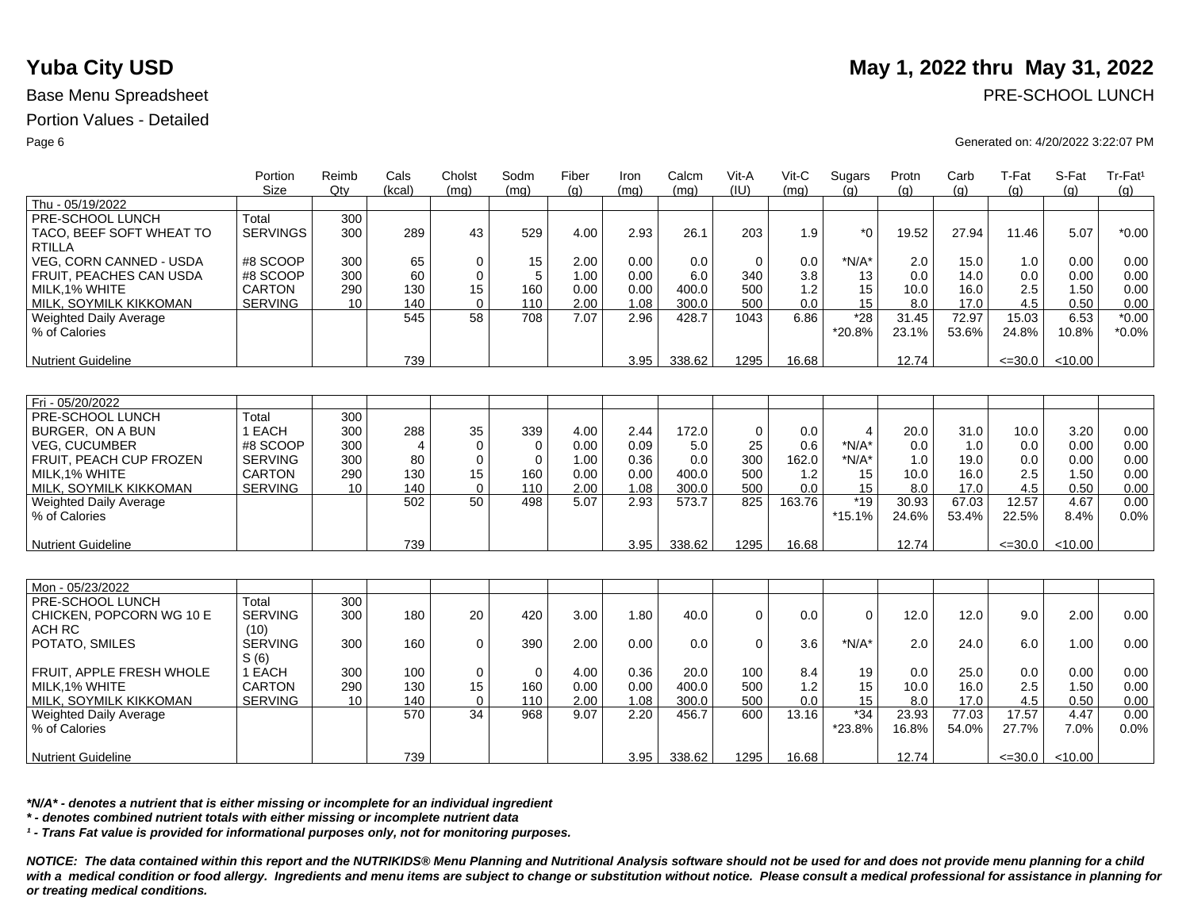# Yuba City USD

**May 1, 2022 thru May 31, 2022**

Base Menu Spreadsheet

PRE-SCHOOL LUNCH

Portion Values - Detailed

Generated on: 4/20/2022 3:22:07 PM

| | Portion Size | Reimb Qty | Cals (kcal) | Cholst (mg) | Sodm (mg) | Fiber (g) | Iron (mg) | Calcm (mg) | Vit-A (IU) | Vit-C (mg) | Sugars (g) | Protn (g) | Carb (g) | T-Fat (g) | S-Fat (g) | Tr-Fat¹ (g) |
|---|---|---|---|---|---|---|---|---|---|---|---|---|---|---|---|---|
| Thu - 05/19/2022 | | | | | | | | | | | | | | | | |
| PRE-SCHOOL LUNCH | Total | 300 | | | | | | | | | | | | | | |
| TACO, BEEF SOFT WHEAT TO RTILLA | SERVINGS | 300 | 289 | 43 | 529 | 4.00 | 2.93 | 26.1 | 203 | 1.9 | *0 | 19.52 | 27.94 | 11.46 | 5.07 | *0.00 |
| VEG, CORN CANNED - USDA | #8 SCOOP | 300 | 65 | 0 | 15 | 2.00 | 0.00 | 0.0 | 0 | 0.0 | *N/A* | 2.0 | 15.0 | 1.0 | 0.00 | 0.00 |
| FRUIT, PEACHES CAN USDA | #8 SCOOP | 300 | 60 | 0 | 5 | 1.00 | 0.00 | 6.0 | 340 | 3.8 | 13 | 0.0 | 14.0 | 0.0 | 0.00 | 0.00 |
| MILK,1% WHITE | CARTON | 290 | 130 | 15 | 160 | 0.00 | 0.00 | 400.0 | 500 | 1.2 | 15 | 10.0 | 16.0 | 2.5 | 1.50 | 0.00 |
| MILK, SOYMILK KIKKOMAN | SERVING | 10 | 140 | 0 | 110 | 2.00 | 1.08 | 300.0 | 500 | 0.0 | 15 | 8.0 | 17.0 | 4.5 | 0.50 | 0.00 |
| Weighted Daily Average | | | 545 | 58 | 708 | 7.07 | 2.96 | 428.7 | 1043 | 6.86 | *28 | 31.45 | 72.97 | 15.03 | 6.53 | *0.00 |
| % of Calories | | | | | | | | | | | *20.8% | 23.1% | 53.6% | 24.8% | 10.8% | *0.0% |
| Nutrient Guideline | | | 739 | | | | 3.95 | 338.62 | 1295 | 16.68 | | 12.74 | | <=30.0 | <10.00 | |

| | Portion Size | Reimb Qty | Cals (kcal) | Cholst (mg) | Sodm (mg) | Fiber (g) | Iron (mg) | Calcm (mg) | Vit-A (IU) | Vit-C (mg) | Sugars (g) | Protn (g) | Carb (g) | T-Fat (g) | S-Fat (g) | Tr-Fat¹ (g) |
|---|---|---|---|---|---|---|---|---|---|---|---|---|---|---|---|---|
| Fri - 05/20/2022 | | | | | | | | | | | | | | | | |
| PRE-SCHOOL LUNCH | Total | 300 | | | | | | | | | | | | | | |
| BURGER, ON A BUN | 1 EACH | 300 | 288 | 35 | 339 | 4.00 | 2.44 | 172.0 | 0 | 0.0 | 4 | 20.0 | 31.0 | 10.0 | 3.20 | 0.00 |
| VEG, CUCUMBER | #8 SCOOP | 300 | 4 | 0 | 0 | 0.00 | 0.09 | 5.0 | 25 | 0.6 | *N/A* | 0.0 | 1.0 | 0.0 | 0.00 | 0.00 |
| FRUIT, PEACH CUP FROZEN | SERVING | 300 | 80 | 0 | 0 | 1.00 | 0.36 | 0.0 | 300 | 162.0 | *N/A* | 1.0 | 19.0 | 0.0 | 0.00 | 0.00 |
| MILK,1% WHITE | CARTON | 290 | 130 | 15 | 160 | 0.00 | 0.00 | 400.0 | 500 | 1.2 | 15 | 10.0 | 16.0 | 2.5 | 1.50 | 0.00 |
| MILK, SOYMILK KIKKOMAN | SERVING | 10 | 140 | 0 | 110 | 2.00 | 1.08 | 300.0 | 500 | 0.0 | 15 | 8.0 | 17.0 | 4.5 | 0.50 | 0.00 |
| Weighted Daily Average | | | 502 | 50 | 498 | 5.07 | 2.93 | 573.7 | 825 | 163.76 | *19 | 30.93 | 67.03 | 12.57 | 4.67 | 0.00 |
| % of Calories | | | | | | | | | | | *15.1% | 24.6% | 53.4% | 22.5% | 8.4% | 0.0% |
| Nutrient Guideline | | | 739 | | | | 3.95 | 338.62 | 1295 | 16.68 | | 12.74 | | <=30.0 | <10.00 | |

| | Portion Size | Reimb Qty | Cals (kcal) | Cholst (mg) | Sodm (mg) | Fiber (g) | Iron (mg) | Calcm (mg) | Vit-A (IU) | Vit-C (mg) | Sugars (g) | Protn (g) | Carb (g) | T-Fat (g) | S-Fat (g) | Tr-Fat¹ (g) |
|---|---|---|---|---|---|---|---|---|---|---|---|---|---|---|---|---|
| Mon - 05/23/2022 | | | | | | | | | | | | | | | | |
| PRE-SCHOOL LUNCH | Total | 300 | | | | | | | | | | | | | | |
| CHICKEN, POPCORN WG 10 E ACH RC | SERVING (10) | 300 | 180 | 20 | 420 | 3.00 | 1.80 | 40.0 | 0 | 0.0 | 0 | 12.0 | 12.0 | 9.0 | 2.00 | 0.00 |
| POTATO, SMILES | SERVING S (6) | 300 | 160 | 0 | 390 | 2.00 | 0.00 | 0.0 | 0 | 3.6 | *N/A* | 2.0 | 24.0 | 6.0 | 1.00 | 0.00 |
| FRUIT, APPLE FRESH WHOLE | 1 EACH | 300 | 100 | 0 | 0 | 4.00 | 0.36 | 20.0 | 100 | 8.4 | 19 | 0.0 | 25.0 | 0.0 | 0.00 | 0.00 |
| MILK,1% WHITE | CARTON | 290 | 130 | 15 | 160 | 0.00 | 0.00 | 400.0 | 500 | 1.2 | 15 | 10.0 | 16.0 | 2.5 | 1.50 | 0.00 |
| MILK, SOYMILK KIKKOMAN | SERVING | 10 | 140 | 0 | 110 | 2.00 | 1.08 | 300.0 | 500 | 0.0 | 15 | 8.0 | 17.0 | 4.5 | 0.50 | 0.00 |
| Weighted Daily Average | | | 570 | 34 | 968 | 9.07 | 2.20 | 456.7 | 600 | 13.16 | *34 | 23.93 | 77.03 | 17.57 | 4.47 | 0.00 |
| % of Calories | | | | | | | | | | | *23.8% | 16.8% | 54.0% | 27.7% | 7.0% | 0.0% |
| Nutrient Guideline | | | 739 | | | | 3.95 | 338.62 | 1295 | 16.68 | | 12.74 | | <=30.0 | <10.00 | |

***N/A* - denotes a nutrient that is either missing or incomplete for an individual ingredient***

***\* - denotes combined nutrient totals with either missing or incomplete nutrient data***

***¹ - Trans Fat value is provided for informational purposes only, not for monitoring purposes.***

***NOTICE: The data contained within this report and the NUTRIKIDS® Menu Planning and Nutritional Analysis software should not be used for and does not provide menu planning for a child with a medical condition or food allergy. Ingredients and menu items are subject to change or substitution without notice. Please consult a medical professional for assistance in planning for or treating medical conditions.***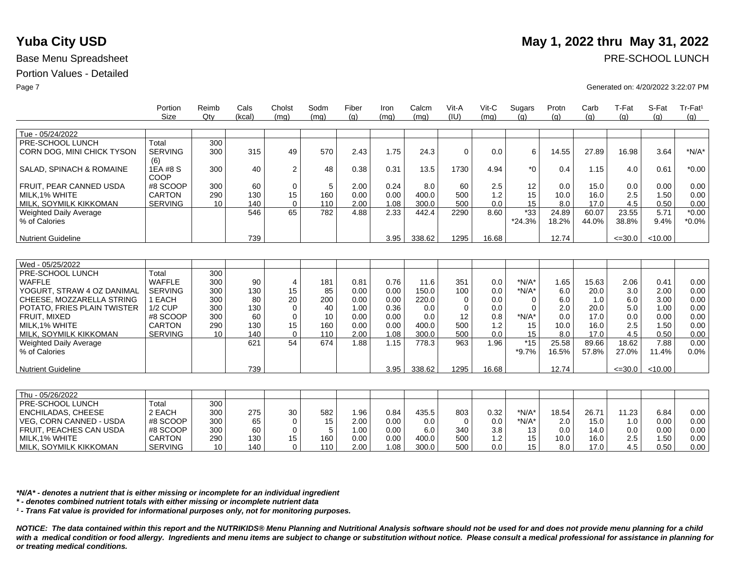# Yuba City USD

**May 1, 2022 thru May 31, 2022**

Base Menu Spreadsheet

PRE-SCHOOL LUNCH

Portion Values - Detailed

Generated on: 4/20/2022 3:22:07 PM

| | Portion Size | Reimb Qty | Cals (kcal) | Cholst (mg) | Sodm (mg) | Fiber (g) | Iron (mg) | Calcm (mg) | Vit-A (IU) | Vit-C (mg) | Sugars (g) | Protn (g) | Carb (g) | T-Fat (g) | S-Fat (g) | Tr-Fat[1] (g) |
|---|---|---|---|---|---|---|---|---|---|---|---|---|---|---|---|---|
| Tue - 05/24/2022 | | | | | | | | | | | | | | | | |
| PRE-SCHOOL LUNCH | Total | 300 | | | | | | | | | | | | | | |
| CORN DOG, MINI CHICK TYSON | SERVING (6) | 300 | 315 | 49 | 570 | 2.43 | 1.75 | 24.3 | 0 | 0.0 | 6 | 14.55 | 27.89 | 16.98 | 3.64 | *N/A* |
| SALAD, SPINACH & ROMAINE | 1EA #8 S COOP | 300 | 40 | 2 | 48 | 0.38 | 0.31 | 13.5 | 1730 | 4.94 | *0 | 0.4 | 1.15 | 4.0 | 0.61 | *0.00 |
| FRUIT, PEAR CANNED USDA | #8 SCOOP | 300 | 60 | 0 | 5 | 2.00 | 0.24 | 8.0 | 60 | 2.5 | 12 | 0.0 | 15.0 | 0.0 | 0.00 | 0.00 |
| MILK,1% WHITE | CARTON | 290 | 130 | 15 | 160 | 0.00 | 0.00 | 400.0 | 500 | 1.2 | 15 | 10.0 | 16.0 | 2.5 | 1.50 | 0.00 |
| MILK, SOYMILK KIKKOMAN | SERVING | 10 | 140 | 0 | 110 | 2.00 | 1.08 | 300.0 | 500 | 0.0 | 15 | 8.0 | 17.0 | 4.5 | 0.50 | 0.00 |
| Weighted Daily Average | | | 546 | 65 | 782 | 4.88 | 2.33 | 442.4 | 2290 | 8.60 | *33 | 24.89 | 60.07 | 23.55 | 5.71 | *0.00 |
| % of Calories | | | | | | | | | | | *24.3% | 18.2% | 44.0% | 38.8% | 9.4% | *0.0% |
| Nutrient Guideline | | | 739 | | | | 3.95 | 338.62 | 1295 | 16.68 | | 12.74 | | <=30.0 | <10.00 | |

| | Portion Size | Reimb Qty | Cals (kcal) | Cholst (mg) | Sodm (mg) | Fiber (g) | Iron (mg) | Calcm (mg) | Vit-A (IU) | Vit-C (mg) | Sugars (g) | Protn (g) | Carb (g) | T-Fat (g) | S-Fat (g) | Tr-Fat[1] (g) |
|---|---|---|---|---|---|---|---|---|---|---|---|---|---|---|---|---|
| Wed - 05/25/2022 | | | | | | | | | | | | | | | | |
| PRE-SCHOOL LUNCH | Total | 300 | | | | | | | | | | | | | | |
| WAFFLE | WAFFLE | 300 | 90 | 4 | 181 | 0.81 | 0.76 | 11.6 | 351 | 0.0 | *N/A* | 1.65 | 15.63 | 2.06 | 0.41 | 0.00 |
| YOGURT, STRAW 4 OZ DANIMAL | SERVING | 300 | 130 | 15 | 85 | 0.00 | 0.00 | 150.0 | 100 | 0.0 | *N/A* | 6.0 | 20.0 | 3.0 | 2.00 | 0.00 |
| CHEESE, MOZZARELLA STRING | 1 EACH | 300 | 80 | 20 | 200 | 0.00 | 0.00 | 220.0 | 0 | 0.0 | 0 | 6.0 | 1.0 | 6.0 | 3.00 | 0.00 |
| POTATO, FRIES PLAIN TWISTER | 1/2 CUP | 300 | 130 | 0 | 40 | 1.00 | 0.36 | 0.0 | 0 | 0.0 | 0 | 2.0 | 20.0 | 5.0 | 1.00 | 0.00 |
| FRUIT, MIXED | #8 SCOOP | 300 | 60 | 0 | 10 | 0.00 | 0.00 | 0.0 | 12 | 0.8 | *N/A* | 0.0 | 17.0 | 0.0 | 0.00 | 0.00 |
| MILK,1% WHITE | CARTON | 290 | 130 | 15 | 160 | 0.00 | 0.00 | 400.0 | 500 | 1.2 | 15 | 10.0 | 16.0 | 2.5 | 1.50 | 0.00 |
| MILK, SOYMILK KIKKOMAN | SERVING | 10 | 140 | 0 | 110 | 2.00 | 1.08 | 300.0 | 500 | 0.0 | 15 | 8.0 | 17.0 | 4.5 | 0.50 | 0.00 |
| Weighted Daily Average | | | 621 | 54 | 674 | 1.88 | 1.15 | 778.3 | 963 | 1.96 | *15 | 25.58 | 89.66 | 18.62 | 7.88 | 0.00 |
| % of Calories | | | | | | | | | | | *9.7% | 16.5% | 57.8% | 27.0% | 11.4% | 0.0% |
| Nutrient Guideline | | | 739 | | | | 3.95 | 338.62 | 1295 | 16.68 | | 12.74 | | <=30.0 | <10.00 | |

| | Portion Size | Reimb Qty | Cals (kcal) | Cholst (mg) | Sodm (mg) | Fiber (g) | Iron (mg) | Calcm (mg) | Vit-A (IU) | Vit-C (mg) | Sugars (g) | Protn (g) | Carb (g) | T-Fat (g) | S-Fat (g) | Tr-Fat[1] (g) |
|---|---|---|---|---|---|---|---|---|---|---|---|---|---|---|---|---|
| Thu - 05/26/2022 | | | | | | | | | | | | | | | | |
| PRE-SCHOOL LUNCH | Total | 300 | | | | | | | | | | | | | | |
| ENCHILADAS, CHEESE | 2 EACH | 300 | 275 | 30 | 582 | 1.96 | 0.84 | 435.5 | 803 | 0.32 | *N/A* | 18.54 | 26.71 | 11.23 | 6.84 | 0.00 |
| VEG, CORN CANNED - USDA | #8 SCOOP | 300 | 65 | 0 | 15 | 2.00 | 0.00 | 0.0 | 0 | 0.0 | *N/A* | 2.0 | 15.0 | 1.0 | 0.00 | 0.00 |
| FRUIT, PEACHES CAN USDA | #8 SCOOP | 300 | 60 | 0 | 5 | 1.00 | 0.00 | 6.0 | 340 | 3.8 | 13 | 0.0 | 14.0 | 0.0 | 0.00 | 0.00 |
| MILK,1% WHITE | CARTON | 290 | 130 | 15 | 160 | 0.00 | 0.00 | 400.0 | 500 | 1.2 | 15 | 10.0 | 16.0 | 2.5 | 1.50 | 0.00 |
| MILK, SOYMILK KIKKOMAN | SERVING | 10 | 140 | 0 | 110 | 2.00 | 1.08 | 300.0 | 500 | 0.0 | 15 | 8.0 | 17.0 | 4.5 | 0.50 | 0.00 |

***N/A* - denotes a nutrient that is either missing or incomplete for an individual ingredient***

***\* - denotes combined nutrient totals with either missing or incomplete nutrient data***

***[1] - Trans Fat value is provided for informational purposes only, not for monitoring purposes.***

***NOTICE: The data contained within this report and the NUTRIKIDS® Menu Planning and Nutritional Analysis software should not be used for and does not provide menu planning for a child with a medical condition or food allergy. Ingredients and menu items are subject to change or substitution without notice. Please consult a medical professional for assistance in planning for or treating medical conditions.***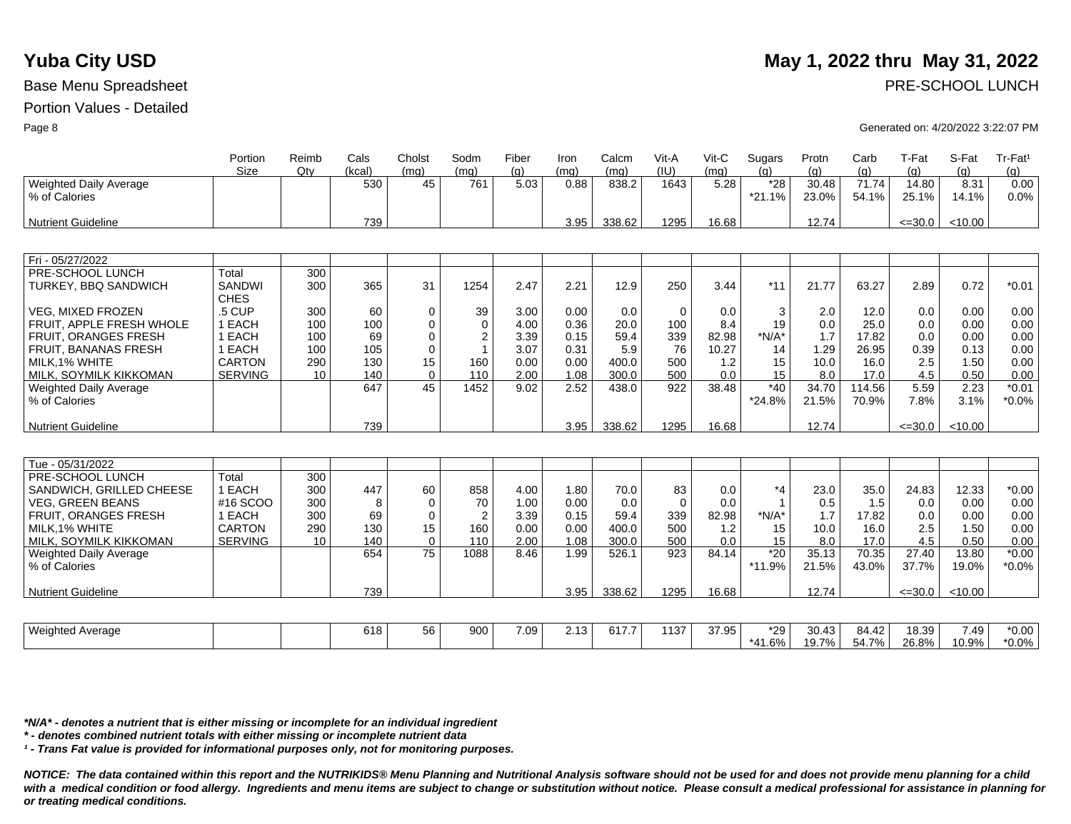# Yuba City USD

**May 1, 2022 thru May 31, 2022**

Base Menu Spreadsheet

PRE-SCHOOL LUNCH

Portion Values - Detailed

Generated on: 4/20/2022 3:22:07 PM

| | Portion Size | Reimb Qty | Cals (kcal) | Cholst (mg) | Sodm (mg) | Fiber (g) | Iron (mg) | Calcm (mg) | Vit-A (IU) | Vit-C (mg) | Sugars (g) | Protn (g) | Carb (g) | T-Fat (g) | S-Fat (g) | Tr-Fat¹ (g) |
|---|---|---|---|---|---|---|---|---|---|---|---|---|---|---|---|---|
| Weighted Daily Average | | | 530 | 45 | 761 | 5.03 | 0.88 | 838.2 | 1643 | 5.28 | *28 | 30.48 | 71.74 | 14.80 | 8.31 | 0.00 |
| % of Calories | | | | | | | | | | | *21.1% | 23.0% | 54.1% | 25.1% | 14.1% | 0.0% |
| Nutrient Guideline | | | 739 | | | | 3.95 | 338.62 | 1295 | 16.68 | | 12.74 | | <=30.0 | <10.00 | |

| Fri - 05/27/2022 | Portion Size | Reimb Qty | Cals (kcal) | Cholst (mg) | Sodm (mg) | Fiber (g) | Iron (mg) | Calcm (mg) | Vit-A (IU) | Vit-C (mg) | Sugars (g) | Protn (g) | Carb (g) | T-Fat (g) | S-Fat (g) | Tr-Fat¹ (g) |
|---|---|---|---|---|---|---|---|---|---|---|---|---|---|---|---|---|
| PRE-SCHOOL LUNCH | Total | 300 | | | | | | | | | | | | | | |
| TURKEY, BBQ SANDWICH | SANDWICHES | 300 | 365 | 31 | 1254 | 2.47 | 2.21 | 12.9 | 250 | 3.44 | *11 | 21.77 | 63.27 | 2.89 | 0.72 | *0.01 |
| VEG, MIXED FROZEN | .5 CUP | 300 | 60 | 0 | 39 | 3.00 | 0.00 | 0.0 | 0 | 0.0 | 3 | 2.0 | 12.0 | 0.0 | 0.00 | 0.00 |
| FRUIT, APPLE FRESH WHOLE | 1 EACH | 100 | 100 | 0 | 0 | 4.00 | 0.36 | 20.0 | 100 | 8.4 | 19 | 0.0 | 25.0 | 0.0 | 0.00 | 0.00 |
| FRUIT, ORANGES FRESH | 1 EACH | 100 | 69 | 0 | 2 | 3.39 | 0.15 | 59.4 | 339 | 82.98 | *N/A* | 1.7 | 17.82 | 0.0 | 0.00 | 0.00 |
| FRUIT, BANANAS FRESH | 1 EACH | 100 | 105 | 0 | 1 | 3.07 | 0.31 | 5.9 | 76 | 10.27 | 14 | 1.29 | 26.95 | 0.39 | 0.13 | 0.00 |
| MILK,1% WHITE | CARTON | 290 | 130 | 15 | 160 | 0.00 | 0.00 | 400.0 | 500 | 1.2 | 15 | 10.0 | 16.0 | 2.5 | 1.50 | 0.00 |
| MILK, SOYMILK KIKKOMAN | SERVING | 10 | 140 | 0 | 110 | 2.00 | 1.08 | 300.0 | 500 | 0.0 | 15 | 8.0 | 17.0 | 4.5 | 0.50 | 0.00 |
| Weighted Daily Average | | | 647 | 45 | 1452 | 9.02 | 2.52 | 438.0 | 922 | 38.48 | *40 | 34.70 | 114.56 | 5.59 | 2.23 | *0.01 |
| % of Calories | | | | | | | | | | | *24.8% | 21.5% | 70.9% | 7.8% | 3.1% | *0.0% |
| Nutrient Guideline | | | 739 | | | | 3.95 | 338.62 | 1295 | 16.68 | | 12.74 | | <=30.0 | <10.00 | |

| Tue - 05/31/2022 | Portion Size | Reimb Qty | Cals (kcal) | Cholst (mg) | Sodm (mg) | Fiber (g) | Iron (mg) | Calcm (mg) | Vit-A (IU) | Vit-C (mg) | Sugars (g) | Protn (g) | Carb (g) | T-Fat (g) | S-Fat (g) | Tr-Fat¹ (g) |
|---|---|---|---|---|---|---|---|---|---|---|---|---|---|---|---|---|
| PRE-SCHOOL LUNCH | Total | 300 | | | | | | | | | | | | | | |
| SANDWICH, GRILLED CHEESE | 1 EACH | 300 | 447 | 60 | 858 | 4.00 | 1.80 | 70.0 | 83 | 0.0 | *4 | 23.0 | 35.0 | 24.83 | 12.33 | *0.00 |
| VEG, GREEN BEANS | #16 SCOO | 300 | 8 | 0 | 70 | 1.00 | 0.00 | 0.0 | 0 | 0.0 | 1 | 0.5 | 1.5 | 0.0 | 0.00 | 0.00 |
| FRUIT, ORANGES FRESH | 1 EACH | 300 | 69 | 0 | 2 | 3.39 | 0.15 | 59.4 | 339 | 82.98 | *N/A* | 1.7 | 17.82 | 0.0 | 0.00 | 0.00 |
| MILK,1% WHITE | CARTON | 290 | 130 | 15 | 160 | 0.00 | 0.00 | 400.0 | 500 | 1.2 | 15 | 10.0 | 16.0 | 2.5 | 1.50 | 0.00 |
| MILK, SOYMILK KIKKOMAN | SERVING | 10 | 140 | 0 | 110 | 2.00 | 1.08 | 300.0 | 500 | 0.0 | 15 | 8.0 | 17.0 | 4.5 | 0.50 | 0.00 |
| Weighted Daily Average | | | 654 | 75 | 1088 | 8.46 | 1.99 | 526.1 | 923 | 84.14 | *20 | 35.13 | 70.35 | 27.40 | 13.80 | *0.00 |
| % of Calories | | | | | | | | | | | *11.9% | 21.5% | 43.0% | 37.7% | 19.0% | *0.0% |
| Nutrient Guideline | | | 739 | | | | 3.95 | 338.62 | 1295 | 16.68 | | 12.74 | | <=30.0 | <10.00 | |

| | Portion Size | Reimb Qty | Cals (kcal) | Cholst (mg) | Sodm (mg) | Fiber (g) | Iron (mg) | Calcm (mg) | Vit-A (IU) | Vit-C (mg) | Sugars (g) | Protn (g) | Carb (g) | T-Fat (g) | S-Fat (g) | Tr-Fat¹ (g) |
|---|---|---|---|---|---|---|---|---|---|---|---|---|---|---|---|---|
| Weighted Average | | | 618 | 56 | 900 | 7.09 | 2.13 | 617.7 | 1137 | 37.95 | *29 | 30.43 | 84.42 | 18.39 | 7.49 | *0.00 |
| | | | | | | | | | | | *41.6% | 19.7% | 54.7% | 26.8% | 10.9% | *0.0% |

***N/A* - denotes a nutrient that is either missing or incomplete for an individual ingredient***

*** - denotes combined nutrient totals with either missing or incomplete nutrient data***

***¹ - Trans Fat value is provided for informational purposes only, not for monitoring purposes.***

***NOTICE: The data contained within this report and the NUTRIKIDS® Menu Planning and Nutritional Analysis software should not be used for and does not provide menu planning for a child with a medical condition or food allergy. Ingredients and menu items are subject to change or substitution without notice. Please consult a medical professional for assistance in planning for or treating medical conditions.***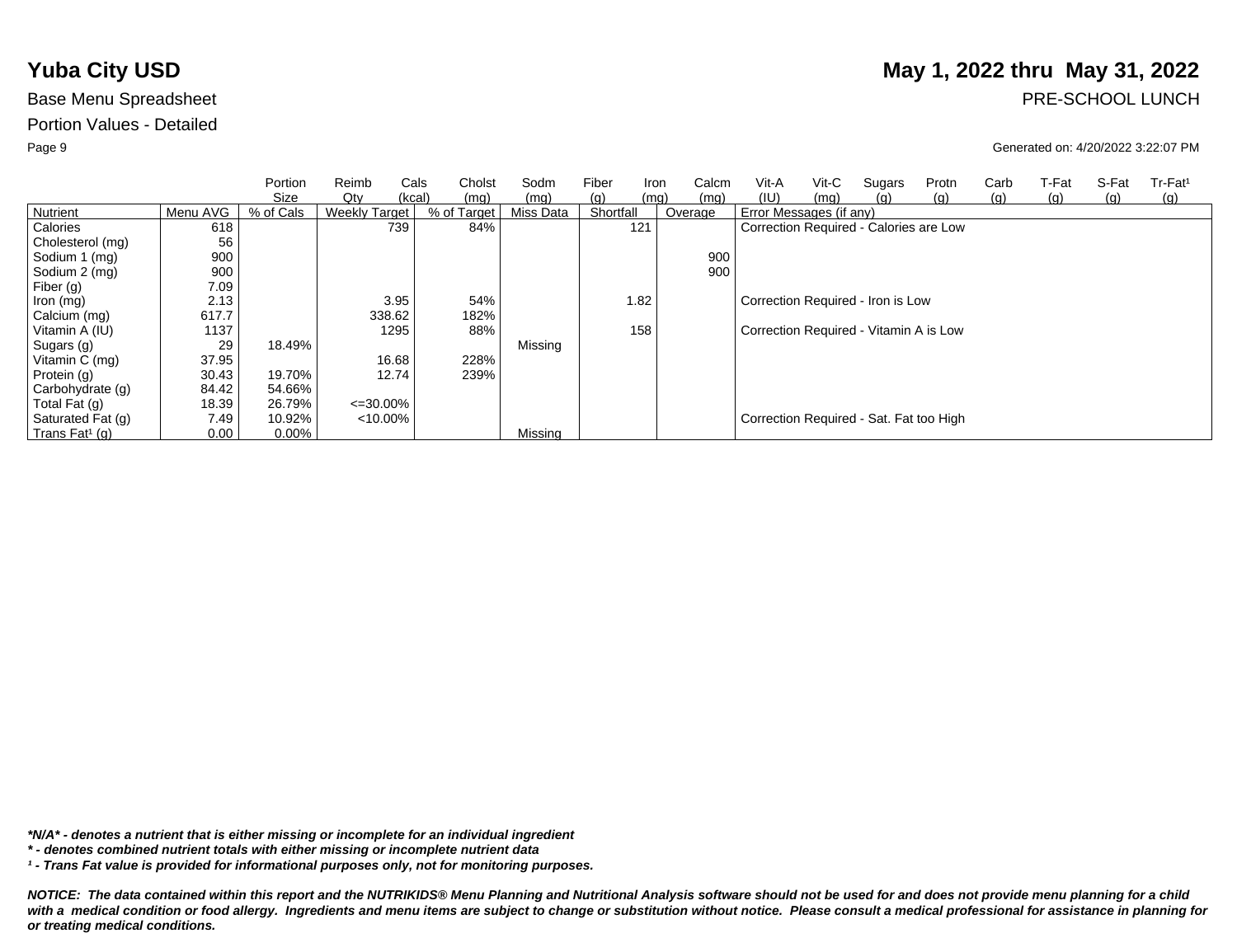# Yuba City USD

## May 1, 2022 thru May 31, 2022

Base Menu Spreadsheet

PRE-SCHOOL LUNCH

Portion Values - Detailed

Generated on: 4/20/2022 3:22:07 PM

| Portion Size | Reimb Qty | Cals (kcal) | Cholst (mg) | Sodm (mg) | Fiber (g) | Iron (mg) | Calcm (mg) | Vit-A (IU) | Vit-C (mg) | Sugars (g) | Protn (g) | Carb (g) | T-Fat (g) | S-Fat (g) | Tr-Fat[1] (g) |
|---|---|---|---|---|---|---|---|---|---|---|---|---|---|---|---|

| Nutrient | Menu AVG | % of Cals | Weekly Target | % of Target | Miss Data | Shortfall | Overage | Error Messages (if any) |
|---|---|---|---|---|---|---|---|---|
| Calories | 618 | | 739 | 84% | | 121 | | Correction Required - Calories are Low |
| Cholesterol (mg) | 56 | | | | | | | |
| Sodium 1 (mg) | 900 | | | | | | 900 | |
| Sodium 2 (mg) | 900 | | | | | | 900 | |
| Fiber (g) | 7.09 | | | | | | | |
| Iron (mg) | 2.13 | | 3.95 | 54% | | 1.82 | | Correction Required - Iron is Low |
| Calcium (mg) | 617.7 | | 338.62 | 182% | | | | |
| Vitamin A (IU) | 1137 | | 1295 | 88% | | 158 | | Correction Required - Vitamin A is Low |
| Sugars (g) | 29 | 18.49% | | | Missing | | | |
| Vitamin C (mg) | 37.95 | | 16.68 | 228% | | | | |
| Protein (g) | 30.43 | 19.70% | 12.74 | 239% | | | | |
| Carbohydrate (g) | 84.42 | 54.66% | | | | | | |
| Total Fat (g) | 18.39 | 26.79% | <=30.00% | | | | | |
| Saturated Fat (g) | 7.49 | 10.92% | <10.00% | | | | | Correction Required - Sat. Fat too High |
| Trans Fat[1] (g) | 0.00 | 0.00% | | | Missing | | | |

***N/A* - denotes a nutrient that is either missing or incomplete for an individual ingredient**

***\* - denotes combined nutrient totals with either missing or incomplete nutrient data***

***[1] - Trans Fat value is provided for informational purposes only, not for monitoring purposes.***

***NOTICE: The data contained within this report and the NUTRIKIDS® Menu Planning and Nutritional Analysis software should not be used for and does not provide menu planning for a child with a medical condition or food allergy. Ingredients and menu items are subject to change or substitution without notice. Please consult a medical professional for assistance in planning for or treating medical conditions.***